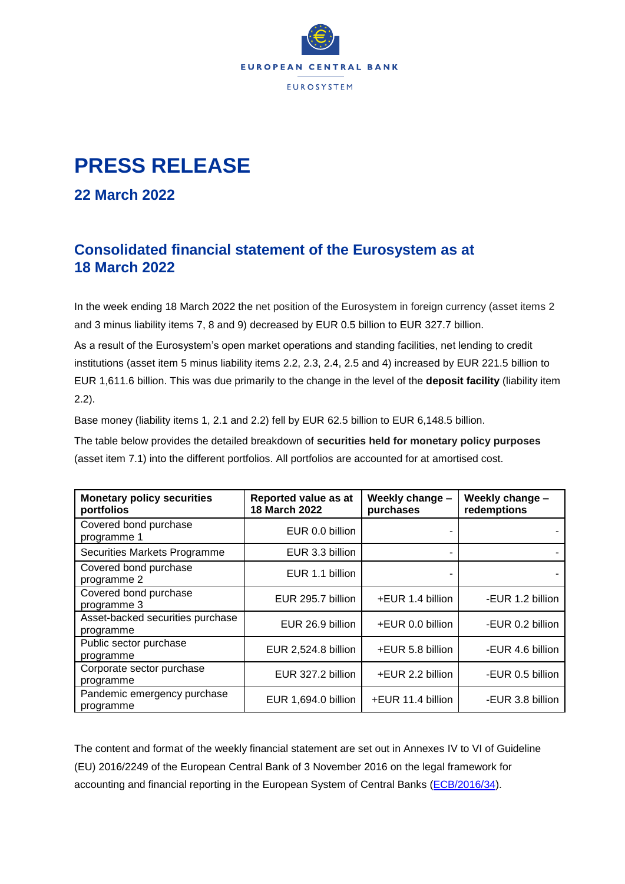EUROPEAN CENTRAL BANK

EUROSYSTEM

# PRESS RELEASE

## 22 March 2022

## Consolidated financial statement of the Eurosystem as at 18 March 2022

In the week ending 18 March 2022 the net position of the Eurosystem in foreign currency (asset items 2 and 3 minus liability items 7, 8 and 9) decreased by EUR 0.5 billion to EUR 327.7 billion.

As a result of the Eurosystem's open market operations and standing facilities, net lending to credit institutions (asset item 5 minus liability items 2.2, 2.3, 2.4, 2.5 and 4) increased by EUR 221.5 billion to EUR 1,611.6 billion. This was due primarily to the change in the level of the **deposit facility** (liability item 2.2).

Base money (liability items 1, 2.1 and 2.2) fell by EUR 62.5 billion to EUR 6,148.5 billion.

The table below provides the detailed breakdown of **securities held for monetary policy purposes** (asset item 7.1) into the different portfolios. All portfolios are accounted for at amortised cost.

| Monetary policy securities portfolios | Reported value as at 18 March 2022 | Weekly change – purchases | Weekly change – redemptions |
|---|---|---|---|
| Covered bond purchase programme 1 | EUR 0.0 billion | - | - |
| Securities Markets Programme | EUR 3.3 billion | - | - |
| Covered bond purchase programme 2 | EUR 1.1 billion | - | - |
| Covered bond purchase programme 3 | EUR 295.7 billion | +EUR 1.4 billion | -EUR 1.2 billion |
| Asset-backed securities purchase programme | EUR 26.9 billion | +EUR 0.0 billion | -EUR 0.2 billion |
| Public sector purchase programme | EUR 2,524.8 billion | +EUR 5.8 billion | -EUR 4.6 billion |
| Corporate sector purchase programme | EUR 327.2 billion | +EUR 2.2 billion | -EUR 0.5 billion |
| Pandemic emergency purchase programme | EUR 1,694.0 billion | +EUR 11.4 billion | -EUR 3.8 billion |

The content and format of the weekly financial statement are set out in Annexes IV to VI of Guideline (EU) 2016/2249 of the European Central Bank of 3 November 2016 on the legal framework for accounting and financial reporting in the European System of Central Banks (ECB/2016/34).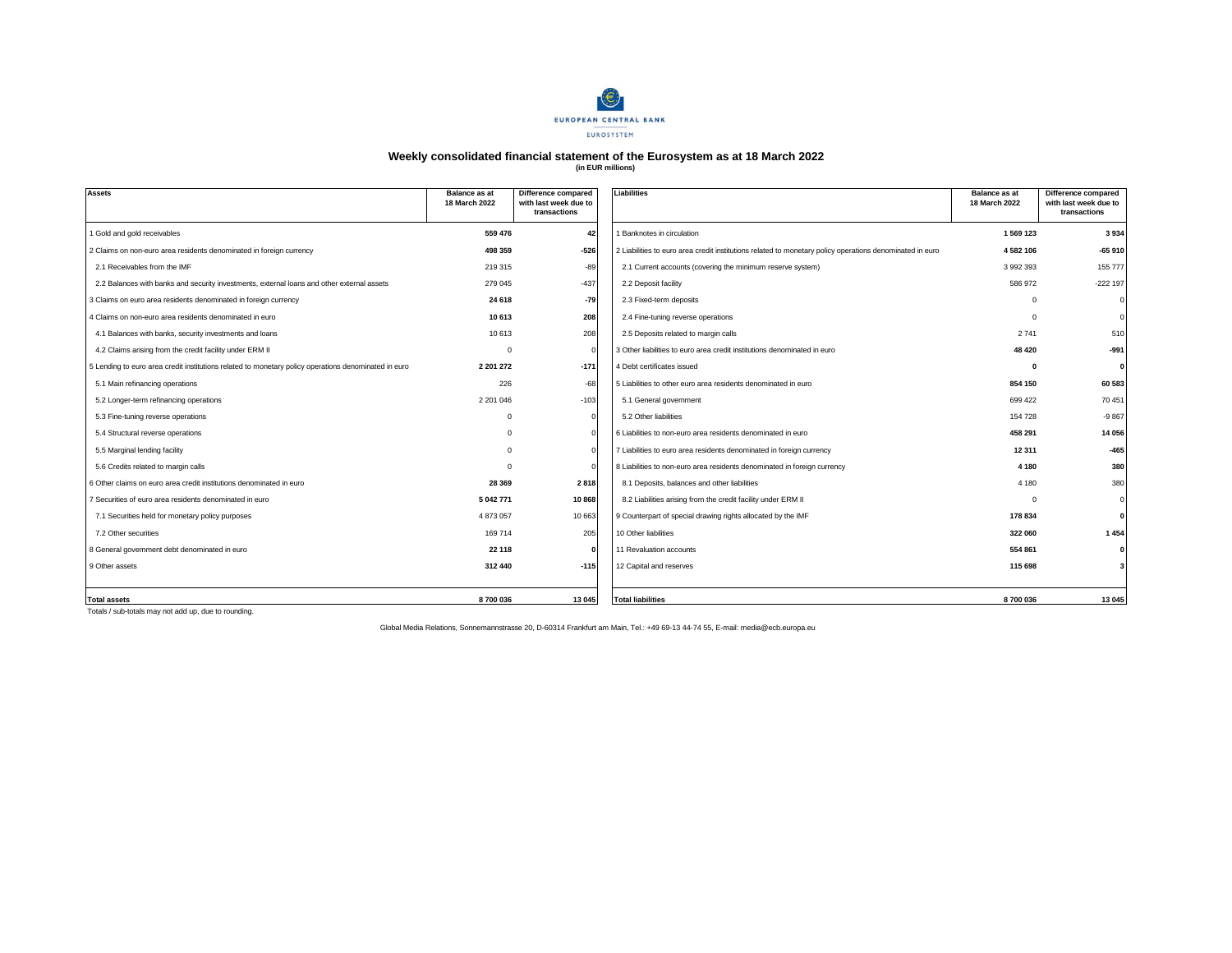EUROPEAN CENTRAL BANK

EUROSYSTEM

# Weekly consolidated financial statement of the Eurosystem as at 18 March 2022

**(in EUR millions)**

| Assets | Balance as at 18 March 2022 | Difference compared with last week due to transactions | Liabilities | Balance as at 18 March 2022 | Difference compared with last week due to transactions |
|---|---|---|---|---|---|
| 1 Gold and gold receivables | **559 476** | **42** | 1 Banknotes in circulation | **1 569 123** | **3 934** |
| 2 Claims on non-euro area residents denominated in foreign currency | **498 359** | **-526** | 2 Liabilities to euro area credit institutions related to monetary policy operations denominated in euro | **4 582 106** | **-65 910** |
| 2.1 Receivables from the IMF | 219 315 | -89 | 2.1 Current accounts (covering the minimum reserve system) | 3 992 393 | 155 777 |
| 2.2 Balances with banks and security investments, external loans and other external assets | 279 045 | -437 | 2.2 Deposit facility | 586 972 | -222 197 |
| 3 Claims on euro area residents denominated in foreign currency | **24 618** | **-79** | 2.3 Fixed-term deposits | 0 | 0 |
| 4 Claims on non-euro area residents denominated in euro | **10 613** | **208** | 2.4 Fine-tuning reverse operations | 0 | 0 |
| 4.1 Balances with banks, security investments and loans | 10 613 | 208 | 2.5 Deposits related to margin calls | 2 741 | 510 |
| 4.2 Claims arising from the credit facility under ERM II | 0 | 0 | 3 Other liabilities to euro area credit institutions denominated in euro | **48 420** | **-991** |
| 5 Lending to euro area credit institutions related to monetary policy operations denominated in euro | **2 201 272** | **-171** | 4 Debt certificates issued | **0** | **0** |
| 5.1 Main refinancing operations | 226 | -68 | 5 Liabilities to other euro area residents denominated in euro | **854 150** | **60 583** |
| 5.2 Longer-term refinancing operations | 2 201 046 | -103 | 5.1 General government | 699 422 | 70 451 |
| 5.3 Fine-tuning reverse operations | 0 | 0 | 5.2 Other liabilities | 154 728 | -9 867 |
| 5.4 Structural reverse operations | 0 | 0 | 6 Liabilities to non-euro area residents denominated in euro | **458 291** | **14 056** |
| 5.5 Marginal lending facility | 0 | 0 | 7 Liabilities to euro area residents denominated in foreign currency | **12 311** | **-465** |
| 5.6 Credits related to margin calls | 0 | 0 | 8 Liabilities to non-euro area residents denominated in foreign currency | **4 180** | **380** |
| 6 Other claims on euro area credit institutions denominated in euro | **28 369** | **2 818** | 8.1 Deposits, balances and other liabilities | 4 180 | 380 |
| 7 Securities of euro area residents denominated in euro | **5 042 771** | **10 868** | 8.2 Liabilities arising from the credit facility under ERM II | 0 | 0 |
| 7.1 Securities held for monetary policy purposes | 4 873 057 | 10 663 | 9 Counterpart of special drawing rights allocated by the IMF | **178 834** | **0** |
| 7.2 Other securities | 169 714 | 205 | 10 Other liabilities | **322 060** | **1 454** |
| 8 General government debt denominated in euro | **22 118** | **0** | 11 Revaluation accounts | **554 861** | **0** |
| 9 Other assets | **312 440** | **-115** | 12 Capital and reserves | **115 698** | **3** |
| **Total assets** | **8 700 036** | **13 045** | **Total liabilities** | **8 700 036** | **13 045** |

Totals / sub-totals may not add up, due to rounding.

Global Media Relations, Sonnemannstrasse 20, D-60314 Frankfurt am Main, Tel.: +49 69-13 44-74 55, E-mail: media@ecb.europa.eu